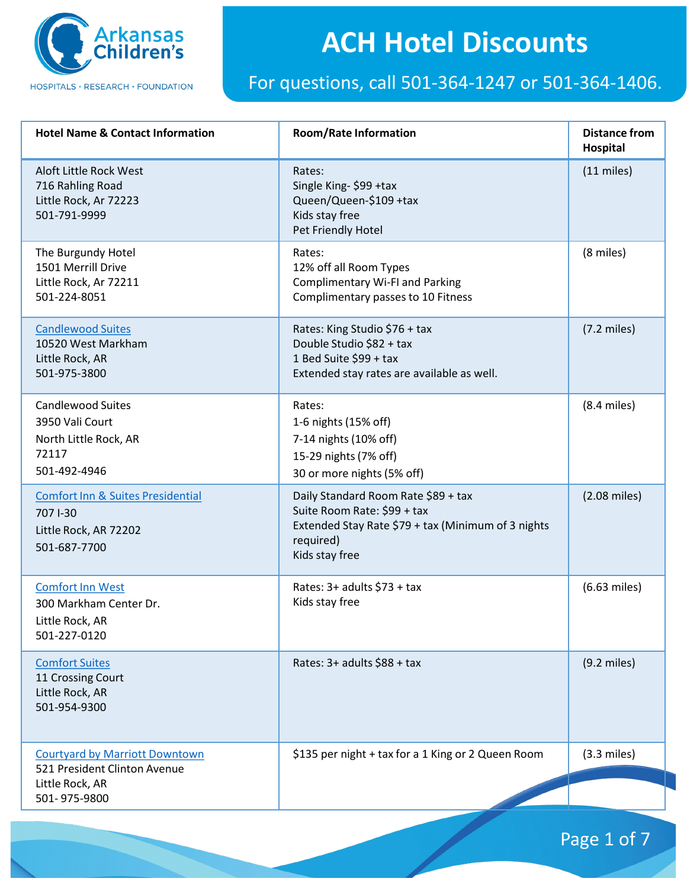# ACH Hotel Discounts

For questions, call 501-364-1247 or 501-364-1406.

| Hotel Name & Contact Information | Room/Rate Information | Distance from Hospital |
|---|---|---|
| Aloft Little Rock West<br>716 Rahling Road<br>Little Rock, Ar 72223<br>501-791-9999 | Rates:<br>Single King- $99 +tax<br>Queen/Queen-$109 +tax<br>Kids stay free<br>Pet Friendly Hotel | (11 miles) |
| The Burgundy Hotel<br>1501 Merrill Drive<br>Little Rock, Ar 72211<br>501-224-8051 | Rates:<br>12% off all Room Types<br>Complimentary Wi-FI and Parking<br>Complimentary passes to 10 Fitness | (8 miles) |
| Candlewood Suites<br>10520 West Markham<br>Little Rock, AR<br>501-975-3800 | Rates: King Studio $76 + tax<br>Double Studio $82 + tax<br>1 Bed Suite $99 + tax<br>Extended stay rates are available as well. | (7.2 miles) |
| Candlewood Suites<br>3950 Vali Court<br>North Little Rock, AR<br>72117<br>501-492-4946 | Rates:<br>1-6 nights (15% off)<br>7-14 nights (10% off)<br>15-29 nights (7% off)<br>30 or more nights (5% off) | (8.4 miles) |
| Comfort Inn & Suites Presidential<br>707 I-30<br>Little Rock, AR 72202<br>501-687-7700 | Daily Standard Room Rate $89 + tax<br>Suite Room Rate: $99 + tax<br>Extended Stay Rate $79 + tax (Minimum of 3 nights required)<br>Kids stay free | (2.08 miles) |
| Comfort Inn West<br>300 Markham Center Dr.<br>Little Rock, AR<br>501-227-0120 | Rates: 3+ adults $73 + tax<br>Kids stay free | (6.63 miles) |
| Comfort Suites<br>11 Crossing Court<br>Little Rock, AR<br>501-954-9300 | Rates: 3+ adults $88 + tax | (9.2 miles) |
| Courtyard by Marriott Downtown<br>521 President Clinton Avenue<br>Little Rock, AR<br>501- 975-9800 | $135 per night + tax for a 1 King or 2 Queen Room | (3.3 miles) |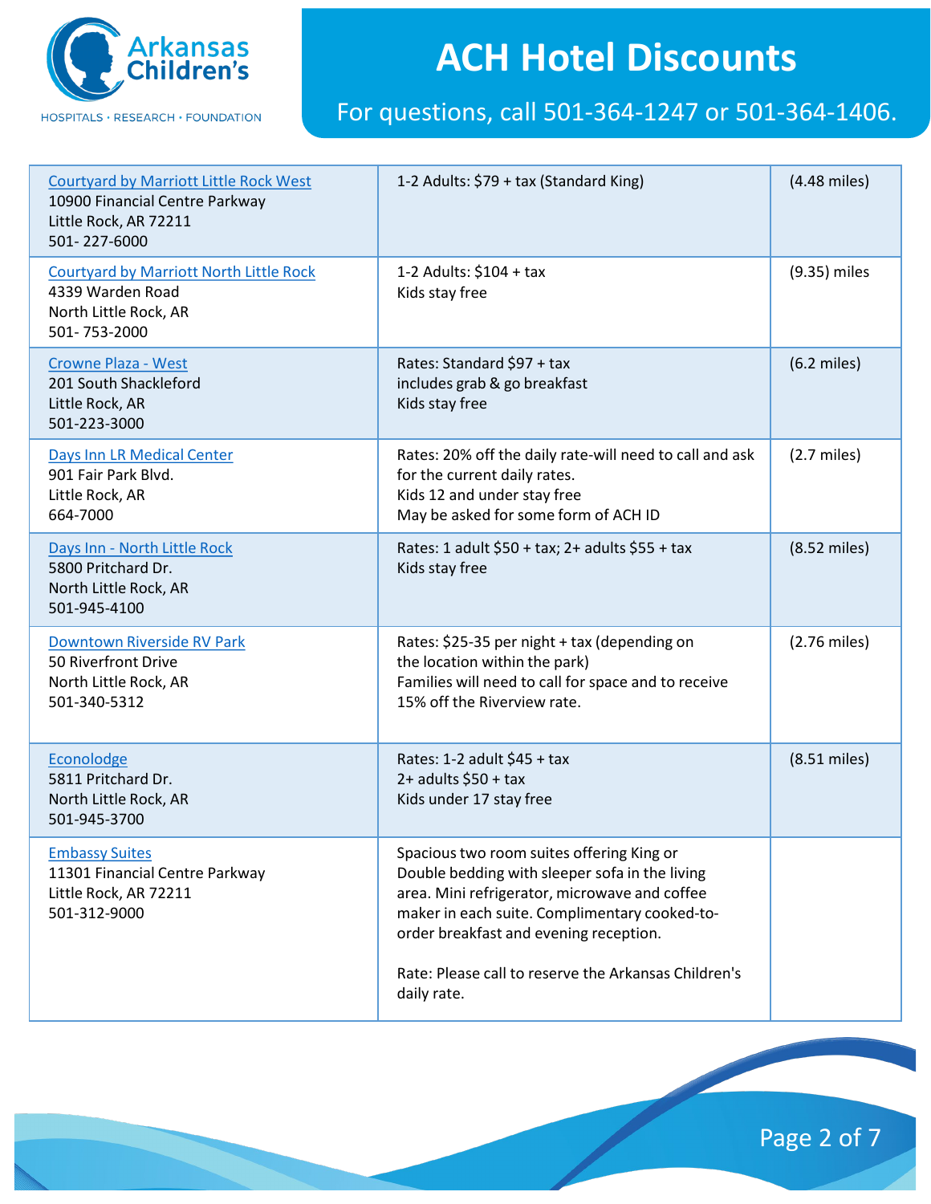# ACH Hotel Discounts

For questions, call 501-364-1247 or 501-364-1406.

| | | |
|---|---|---|
| Courtyard by Marriott Little Rock West<br>10900 Financial Centre Parkway<br>Little Rock, AR 72211<br>501- 227-6000 | 1-2 Adults: $79 + tax (Standard King) | (4.48 miles) |
| Courtyard by Marriott North Little Rock<br>4339 Warden Road<br>North Little Rock, AR<br>501- 753-2000 | 1-2 Adults: $104 + tax<br>Kids stay free | (9.35) miles |
| Crowne Plaza - West<br>201 South Shackleford<br>Little Rock, AR<br>501-223-3000 | Rates: Standard $97 + tax<br>includes grab & go breakfast<br>Kids stay free | (6.2 miles) |
| Days Inn LR Medical Center<br>901 Fair Park Blvd.<br>Little Rock, AR<br>664-7000 | Rates: 20% off the daily rate-will need to call and ask for the current daily rates.<br>Kids 12 and under stay free<br>May be asked for some form of ACH ID | (2.7 miles) |
| Days Inn - North Little Rock<br>5800 Pritchard Dr.<br>North Little Rock, AR<br>501-945-4100 | Rates: 1 adult $50 + tax; 2+ adults $55 + tax<br>Kids stay free | (8.52 miles) |
| Downtown Riverside RV Park<br>50 Riverfront Drive<br>North Little Rock, AR<br>501-340-5312 | Rates: $25-35 per night + tax (depending on the location within the park)<br>Families will need to call for space and to receive 15% off the Riverview rate. | (2.76 miles) |
| Econolodge<br>5811 Pritchard Dr.<br>North Little Rock, AR<br>501-945-3700 | Rates: 1-2 adult $45 + tax<br>2+ adults $50 + tax<br>Kids under 17 stay free | (8.51 miles) |
| Embassy Suites<br>11301 Financial Centre Parkway<br>Little Rock, AR 72211<br>501-312-9000 | Spacious two room suites offering King or Double bedding with sleeper sofa in the living area. Mini refrigerator, microwave and coffee maker in each suite. Complimentary cooked-to-order breakfast and evening reception.<br><br>Rate: Please call to reserve the Arkansas Children's daily rate. | |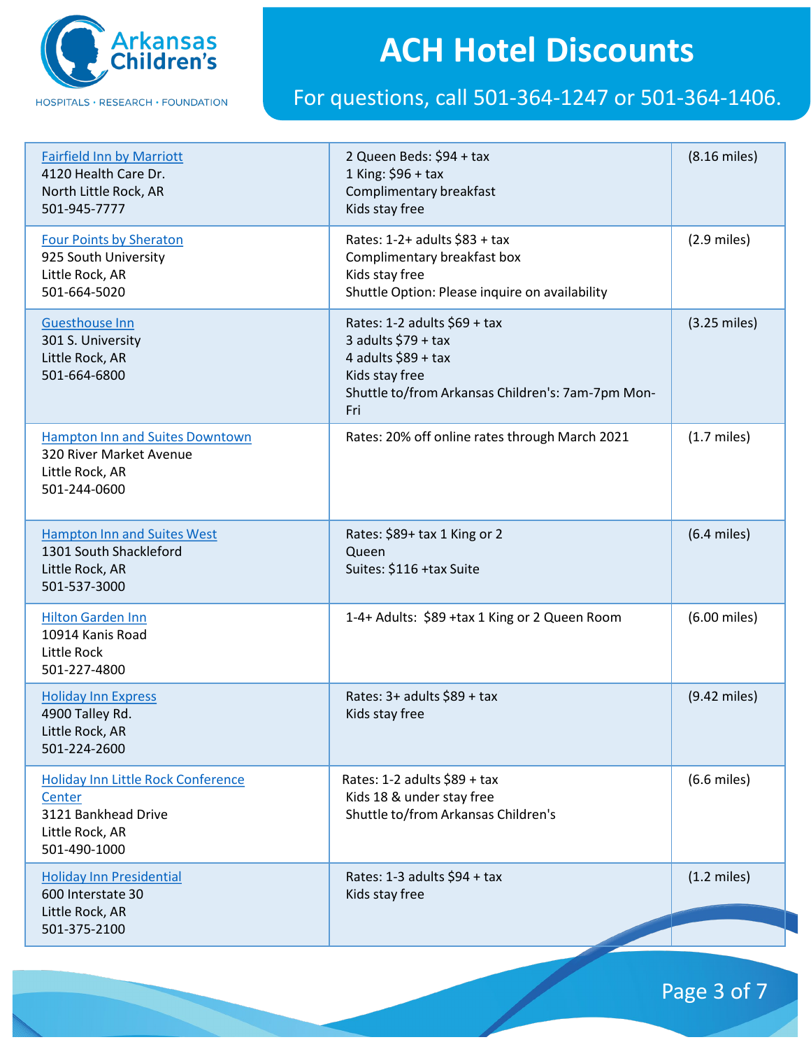# ACH Hotel Discounts

For questions, call 501-364-1247 or 501-364-1406.

| | | |
|---|---|---|
| Fairfield Inn by Marriott<br>4120 Health Care Dr.<br>North Little Rock, AR<br>501-945-7777 | 2 Queen Beds: $94 + tax<br>1 King: $96 + tax<br>Complimentary breakfast<br>Kids stay free | (8.16 miles) |
| Four Points by Sheraton<br>925 South University<br>Little Rock, AR<br>501-664-5020 | Rates: 1-2+ adults $83 + tax<br>Complimentary breakfast box<br>Kids stay free<br>Shuttle Option: Please inquire on availability | (2.9 miles) |
| Guesthouse Inn<br>301 S. University<br>Little Rock, AR<br>501-664-6800 | Rates: 1-2 adults $69 + tax<br>3 adults $79 + tax<br>4 adults $89 + tax<br>Kids stay free<br>Shuttle to/from Arkansas Children's: 7am-7pm Mon-Fri | (3.25 miles) |
| Hampton Inn and Suites Downtown<br>320 River Market Avenue<br>Little Rock, AR<br>501-244-0600 | Rates: 20% off online rates through March 2021 | (1.7 miles) |
| Hampton Inn and Suites West<br>1301 South Shackleford<br>Little Rock, AR<br>501-537-3000 | Rates: $89+ tax 1 King or 2 Queen<br>Suites: $116 +tax Suite | (6.4 miles) |
| Hilton Garden Inn<br>10914 Kanis Road<br>Little Rock<br>501-227-4800 | 1-4+ Adults: $89 +tax 1 King or 2 Queen Room | (6.00 miles) |
| Holiday Inn Express<br>4900 Talley Rd.<br>Little Rock, AR<br>501-224-2600 | Rates: 3+ adults $89 + tax<br>Kids stay free | (9.42 miles) |
| Holiday Inn Little Rock Conference Center<br>3121 Bankhead Drive<br>Little Rock, AR<br>501-490-1000 | Rates: 1-2 adults $89 + tax<br>Kids 18 & under stay free<br>Shuttle to/from Arkansas Children's | (6.6 miles) |
| Holiday Inn Presidential<br>600 Interstate 30<br>Little Rock, AR<br>501-375-2100 | Rates: 1-3 adults $94 + tax<br>Kids stay free | (1.2 miles) |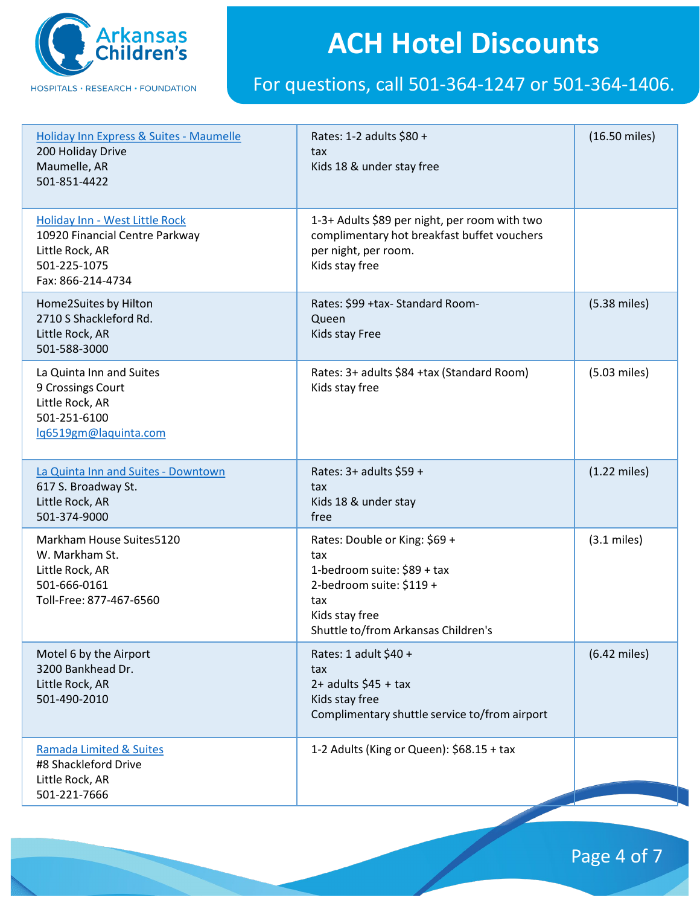# ACH Hotel Discounts

For questions, call 501-364-1247 or 501-364-1406.

| Hotel | Rates | Distance |
|---|---|---|
| Holiday Inn Express & Suites - Maumelle<br>200 Holiday Drive<br>Maumelle, AR<br>501-851-4422 | Rates: 1-2 adults $80 + tax<br>Kids 18 & under stay free | (16.50 miles) |
| Holiday Inn - West Little Rock<br>10920 Financial Centre Parkway<br>Little Rock, AR<br>501-225-1075<br>Fax: 866-214-4734 | 1-3+ Adults $89 per night, per room with two complimentary hot breakfast buffet vouchers per night, per room.<br>Kids stay free | |
| Home2Suites by Hilton<br>2710 S Shackleford Rd.<br>Little Rock, AR<br>501-588-3000 | Rates: $99 +tax- Standard Room-Queen<br>Kids stay Free | (5.38 miles) |
| La Quinta Inn and Suites<br>9 Crossings Court<br>Little Rock, AR<br>501-251-6100<br>lq6519gm@laquinta.com | Rates: 3+ adults $84 +tax (Standard Room)<br>Kids stay free | (5.03 miles) |
| La Quinta Inn and Suites - Downtown<br>617 S. Broadway St.<br>Little Rock, AR<br>501-374-9000 | Rates: 3+ adults $59 + tax<br>Kids 18 & under stay free | (1.22 miles) |
| Markham House Suites5120 W. Markham St.<br>Little Rock, AR<br>501-666-0161<br>Toll-Free: 877-467-6560 | Rates: Double or King: $69 + tax<br>1-bedroom suite: $89 + tax<br>2-bedroom suite: $119 + tax<br>Kids stay free<br>Shuttle to/from Arkansas Children's | (3.1 miles) |
| Motel 6 by the Airport<br>3200 Bankhead Dr.<br>Little Rock, AR<br>501-490-2010 | Rates: 1 adult $40 + tax<br>2+ adults $45 + tax<br>Kids stay free<br>Complimentary shuttle service to/from airport | (6.42 miles) |
| Ramada Limited & Suites<br>#8 Shackleford Drive<br>Little Rock, AR<br>501-221-7666 | 1-2 Adults (King or Queen): $68.15 + tax | |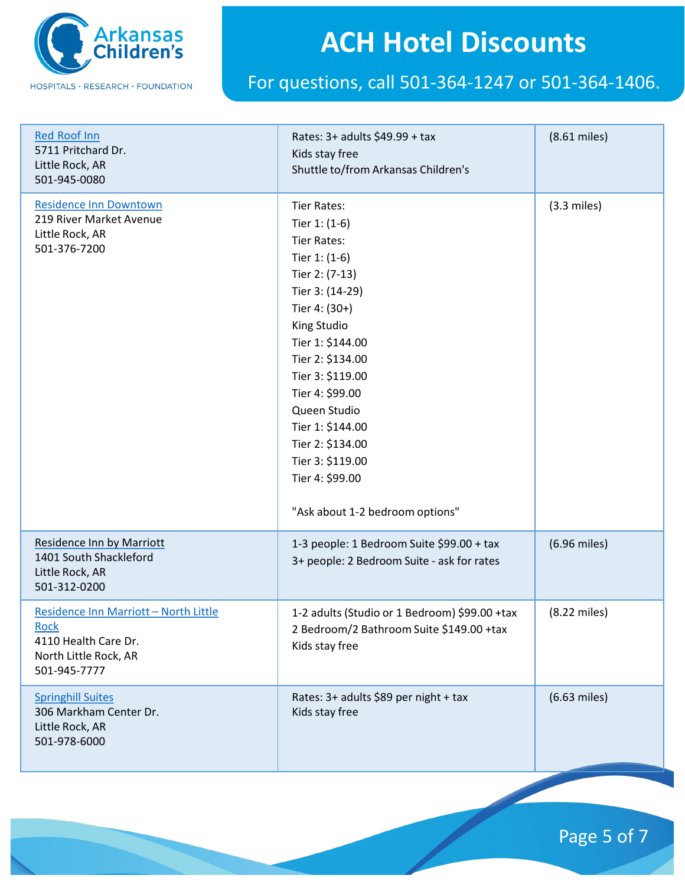# ACH Hotel Discounts

For questions, call 501-364-1247 or 501-364-1406.

| Hotel | Rates | Distance |
|---|---|---|
| Red Roof Inn<br>5711 Pritchard Dr.<br>Little Rock, AR<br>501-945-0080 | Rates: 3+ adults $49.99 + tax<br>Kids stay free<br>Shuttle to/from Arkansas Children's | (8.61 miles) |
| Residence Inn Downtown<br>219 River Market Avenue<br>Little Rock, AR<br>501-376-7200 | Tier Rates:<br>Tier 1: (1-6)<br>Tier Rates:<br>Tier 1: (1-6)<br>Tier 2: (7-13)<br>Tier 3: (14-29)<br>Tier 4: (30+)<br>King Studio<br>Tier 1: $144.00<br>Tier 2: $134.00<br>Tier 3: $119.00<br>Tier 4: $99.00<br>Queen Studio<br>Tier 1: $144.00<br>Tier 2: $134.00<br>Tier 3: $119.00<br>Tier 4: $99.00<br><br>"Ask about 1-2 bedroom options" | (3.3 miles) |
| Residence Inn by Marriott<br>1401 South Shackleford<br>Little Rock, AR<br>501-312-0200 | 1-3 people: 1 Bedroom Suite $99.00 + tax<br>3+ people: 2 Bedroom Suite - ask for rates | (6.96 miles) |
| Residence Inn Marriott – North Little Rock<br>4110 Health Care Dr.<br>North Little Rock, AR<br>501-945-7777 | 1-2 adults (Studio or 1 Bedroom) $99.00 +tax<br>2 Bedroom/2 Bathroom Suite $149.00 +tax<br>Kids stay free | (8.22 miles) |
| Springhill Suites<br>306 Markham Center Dr.<br>Little Rock, AR<br>501-978-6000 | Rates: 3+ adults $89 per night + tax<br>Kids stay free | (6.63 miles) |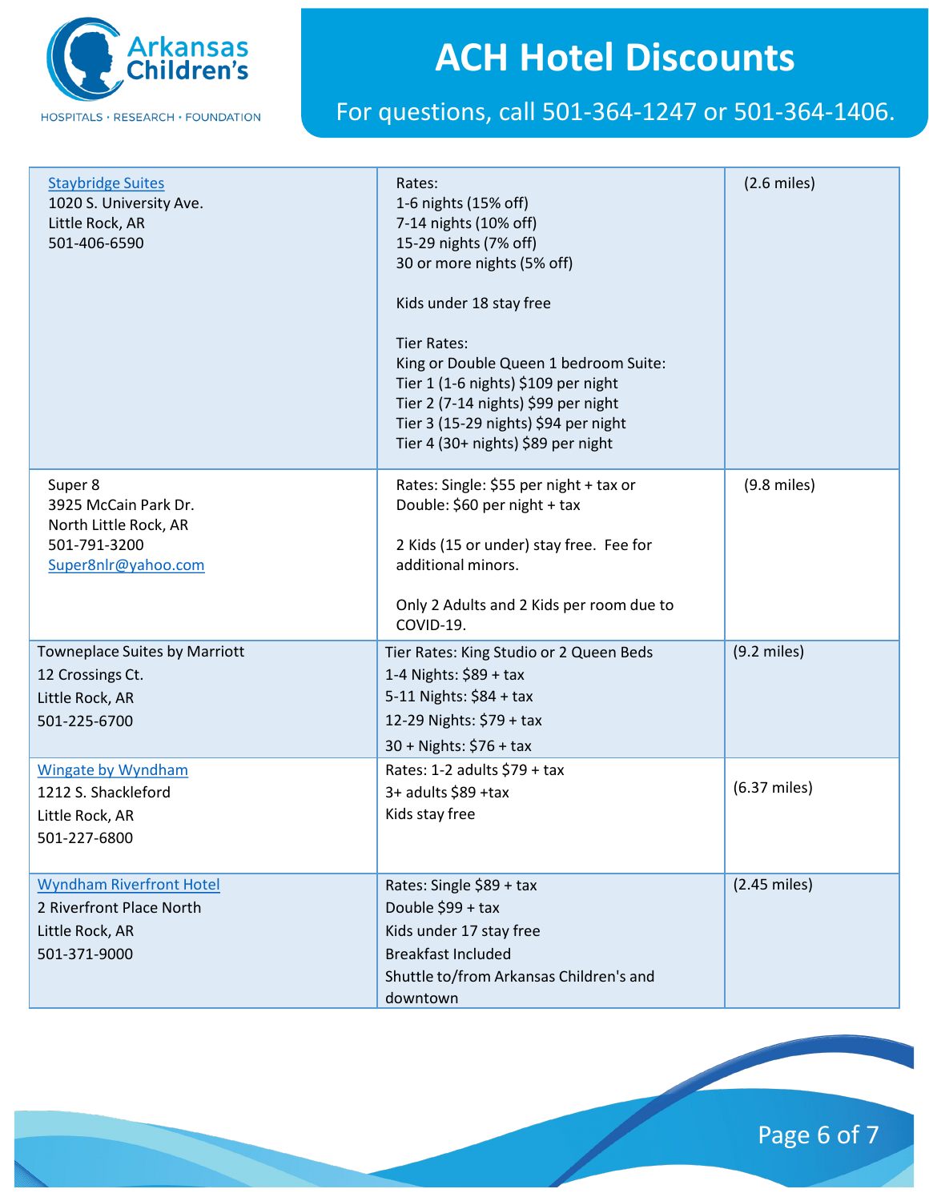# ACH Hotel Discounts

For questions, call 501-364-1247 or 501-364-1406.

| Hotel | Rates | Distance |
|---|---|---|
| Staybridge Suites<br>1020 S. University Ave.<br>Little Rock, AR<br>501-406-6590 | Rates:<br>1-6 nights (15% off)<br>7-14 nights (10% off)<br>15-29 nights (7% off)<br>30 or more nights (5% off)<br><br>Kids under 18 stay free<br><br>Tier Rates:<br>King or Double Queen 1 bedroom Suite:<br>Tier 1 (1-6 nights) $109 per night<br>Tier 2 (7-14 nights) $99 per night<br>Tier 3 (15-29 nights) $94 per night<br>Tier 4 (30+ nights) $89 per night | (2.6 miles) |
| Super 8<br>3925 McCain Park Dr.<br>North Little Rock, AR<br>501-791-3200<br>Super8nlr@yahoo.com | Rates: Single: $55 per night + tax or<br>Double: $60 per night + tax<br><br>2 Kids (15 or under) stay free. Fee for additional minors.<br><br>Only 2 Adults and 2 Kids per room due to COVID-19. | (9.8 miles) |
| Towneplace Suites by Marriott<br>12 Crossings Ct.<br>Little Rock, AR<br>501-225-6700 | Tier Rates: King Studio or 2 Queen Beds<br>1-4 Nights: $89 + tax<br>5-11 Nights: $84 + tax<br>12-29 Nights: $79 + tax<br>30 + Nights: $76 + tax | (9.2 miles) |
| Wingate by Wyndham<br>1212 S. Shackleford<br>Little Rock, AR<br>501-227-6800 | Rates: 1-2 adults $79 + tax<br>3+ adults $89 +tax<br>Kids stay free | (6.37 miles) |
| Wyndham Riverfront Hotel<br>2 Riverfront Place North<br>Little Rock, AR<br>501-371-9000 | Rates: Single $89 + tax<br>Double $99 + tax<br>Kids under 17 stay free<br>Breakfast Included<br>Shuttle to/from Arkansas Children's and downtown | (2.45 miles) |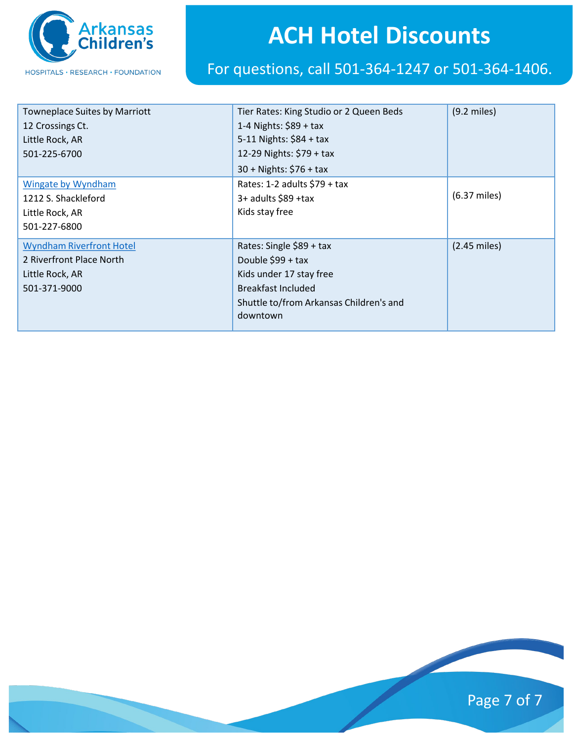# ACH Hotel Discounts

For questions, call 501-364-1247 or 501-364-1406.

| | | |
|---|---|---|
| Towneplace Suites by Marriott<br>12 Crossings Ct.<br>Little Rock, AR<br>501-225-6700 | Tier Rates: King Studio or 2 Queen Beds<br>1-4 Nights: $89 + tax<br>5-11 Nights: $84 + tax<br>12-29 Nights: $79 + tax<br>30 + Nights: $76 + tax | (9.2 miles) |
| Wingate by Wyndham<br>1212 S. Shackleford<br>Little Rock, AR<br>501-227-6800 | Rates: 1-2 adults $79 + tax<br>3+ adults $89 +tax<br>Kids stay free | (6.37 miles) |
| Wyndham Riverfront Hotel<br>2 Riverfront Place North<br>Little Rock, AR<br>501-371-9000 | Rates: Single $89 + tax<br>Double $99 + tax<br>Kids under 17 stay free<br>Breakfast Included<br>Shuttle to/from Arkansas Children's and downtown | (2.45 miles) |